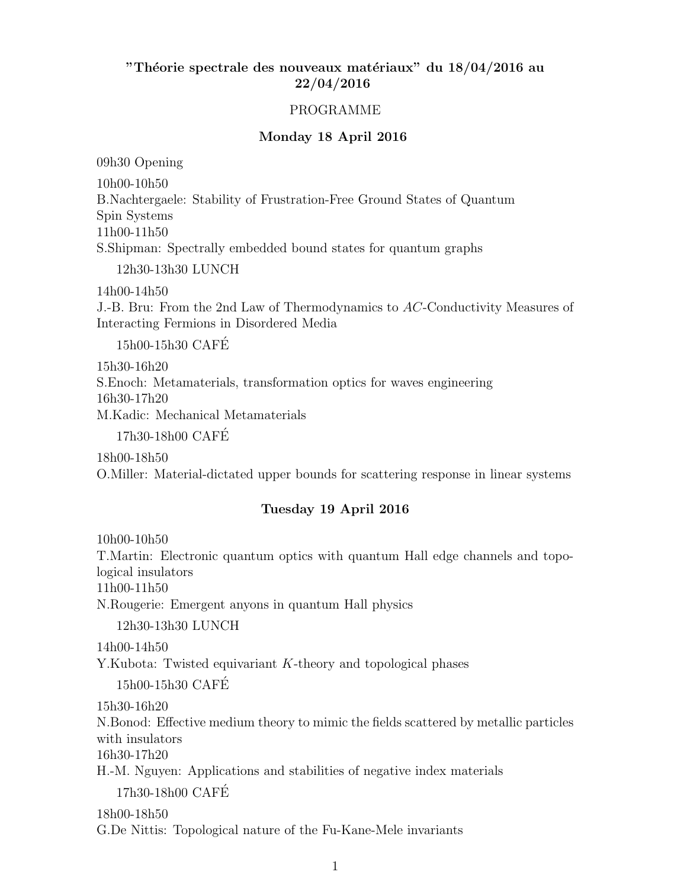# "Théorie spectrale des nouveaux matériaux" du 18/04/2016 au 22/04/2016

PROGRAMME

## Monday 18 April 2016

09h30 Opening

10h00-10h50
B.Nachtergaele: Stability of Frustration-Free Ground States of Quantum Spin Systems
11h00-11h50
S.Shipman: Spectrally embedded bound states for quantum graphs

12h30-13h30 LUNCH

14h00-14h50
J.-B. Bru: From the 2nd Law of Thermodynamics to $AC$-Conductivity Measures of Interacting Fermions in Disordered Media

15h00-15h30 CAFÉ

15h30-16h20
S.Enoch: Metamaterials, transformation optics for waves engineering
16h30-17h20
M.Kadic: Mechanical Metamaterials

17h30-18h00 CAFÉ

18h00-18h50
O.Miller: Material-dictated upper bounds for scattering response in linear systems

## Tuesday 19 April 2016

10h00-10h50
T.Martin: Electronic quantum optics with quantum Hall edge channels and topological insulators
11h00-11h50
N.Rougerie: Emergent anyons in quantum Hall physics

12h30-13h30 LUNCH

14h00-14h50
Y.Kubota: Twisted equivariant $K$-theory and topological phases

15h00-15h30 CAFÉ

15h30-16h20
N.Bonod: Effective medium theory to mimic the fields scattered by metallic particles with insulators
16h30-17h20
H.-M. Nguyen: Applications and stabilities of negative index materials

17h30-18h00 CAFÉ

18h00-18h50
G.De Nittis: Topological nature of the Fu-Kane-Mele invariants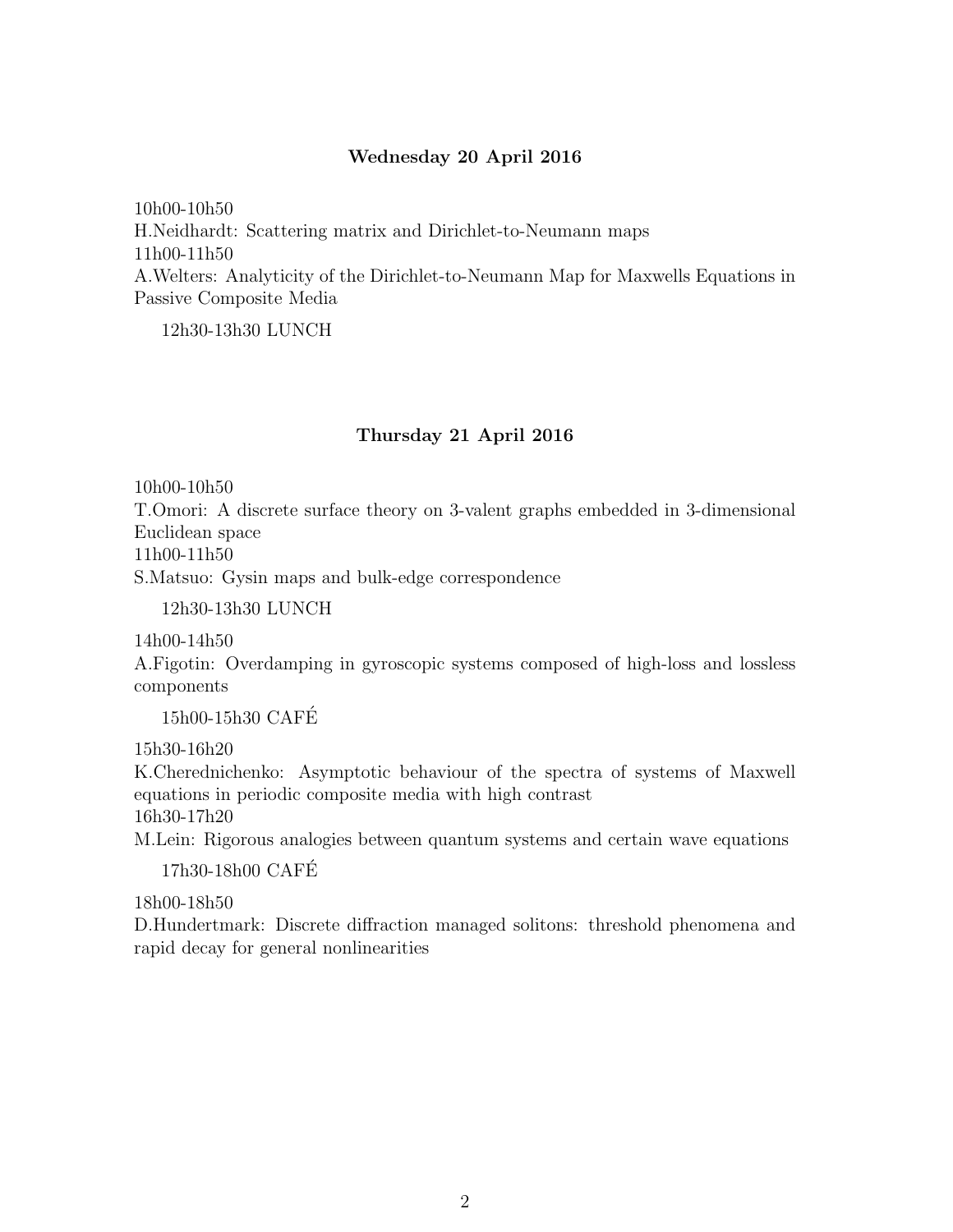## Wednesday 20 April 2016

10h00-10h50
H.Neidhardt: Scattering matrix and Dirichlet-to-Neumann maps
11h00-11h50
A.Welters: Analyticity of the Dirichlet-to-Neumann Map for Maxwells Equations in Passive Composite Media

12h30-13h30 LUNCH

## Thursday 21 April 2016

10h00-10h50
T.Omori: A discrete surface theory on 3-valent graphs embedded in 3-dimensional Euclidean space
11h00-11h50
S.Matsuo: Gysin maps and bulk-edge correspondence

12h30-13h30 LUNCH

14h00-14h50
A.Figotin: Overdamping in gyroscopic systems composed of high-loss and lossless components

15h00-15h30 CAFÉ

15h30-16h20
K.Cherednichenko: Asymptotic behaviour of the spectra of systems of Maxwell equations in periodic composite media with high contrast
16h30-17h20
M.Lein: Rigorous analogies between quantum systems and certain wave equations

17h30-18h00 CAFÉ

18h00-18h50
D.Hundertmark: Discrete diffraction managed solitons: threshold phenomena and rapid decay for general nonlinearities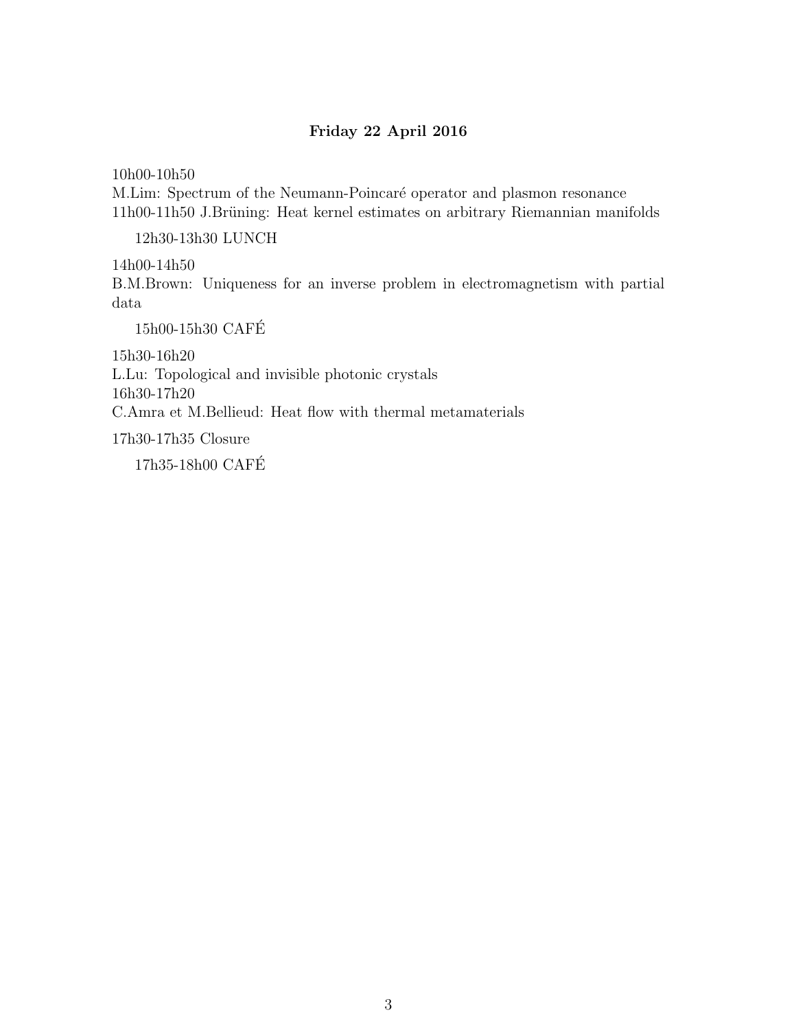**Friday 22 April 2016**

10h00-10h50
M.Lim: Spectrum of the Neumann-Poincaré operator and plasmon resonance
11h00-11h50 J.Brüning: Heat kernel estimates on arbitrary Riemannian manifolds

12h30-13h30 LUNCH

14h00-14h50
B.M.Brown: Uniqueness for an inverse problem in electromagnetism with partial data

15h00-15h30 CAFÉ

15h30-16h20
L.Lu: Topological and invisible photonic crystals
16h30-17h20
C.Amra et M.Bellieud: Heat flow with thermal metamaterials

17h30-17h35 Closure

17h35-18h00 CAFÉ